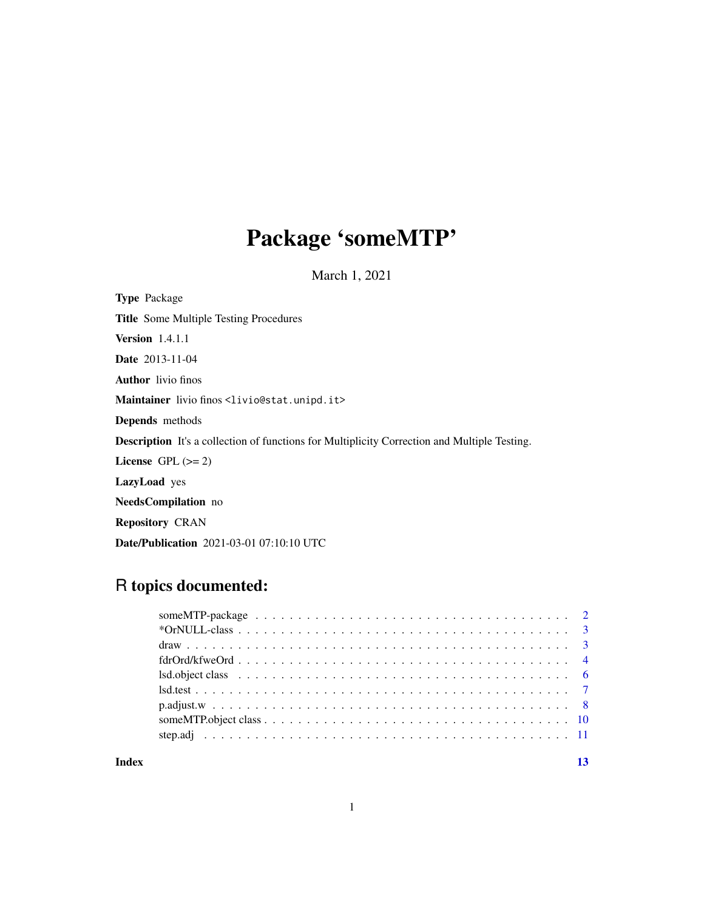# Package 'someMTP'

March 1, 2021

**Type** Package

**Title** Some Multiple Testing Procedures

**Version** 1.4.1.1

**Date** 2013-11-04

**Author** livio finos

**Maintainer** livio finos <livio@stat.unipd.it>

**Depends** methods

**Description** It's a collection of functions for Multiplicity Correction and Multiple Testing.

**License** GPL (>= 2)

**LazyLoad** yes

**NeedsCompilation** no

**Repository** CRAN

**Date/Publication** 2021-03-01 07:10:10 UTC

## R topics documented:

| | |
|---|---|
| someMTP-package | 2 |
| *OrNULL-class | 3 |
| draw | 3 |
| fdrOrd/kfweOrd | 4 |
| lsd.object class | 6 |
| lsd.test | 7 |
| p.adjust.w | 8 |
| someMTP.object class | 10 |
| step.adj | 11 |
| **Index** | **13** |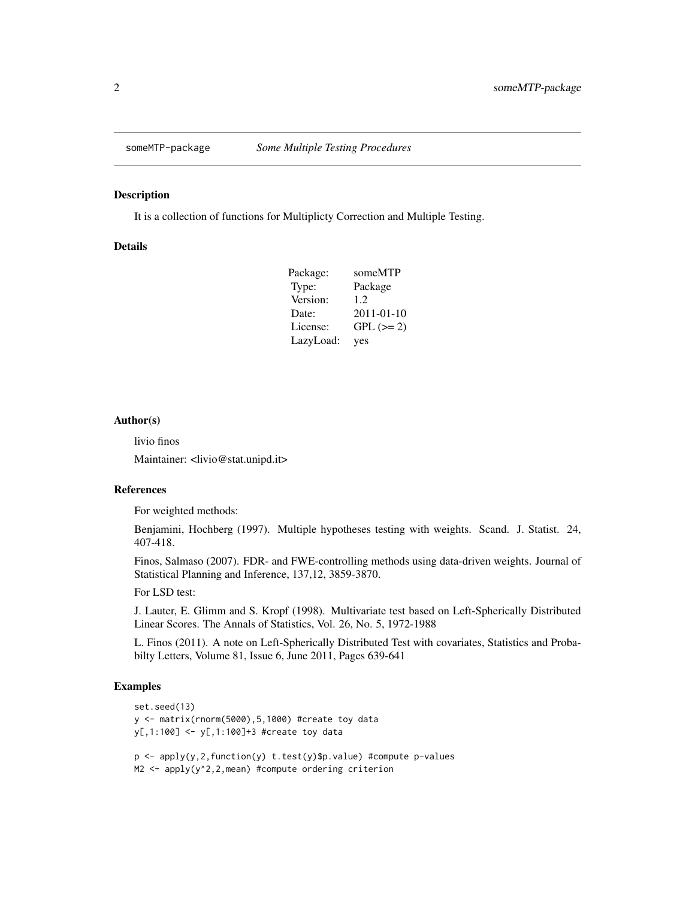## someMTP-package *Some Multiple Testing Procedures*

### Description

It is a collection of functions for Multiplicty Correction and Multiple Testing.

### Details

| | |
|---|---|
| Package: | someMTP |
| Type: | Package |
| Version: | 1.2 |
| Date: | 2011-01-10 |
| License: | GPL (>= 2) |
| LazyLoad: | yes |

### Author(s)

livio finos

Maintainer: <livio@stat.unipd.it>

### References

For weighted methods:

Benjamini, Hochberg (1997). Multiple hypotheses testing with weights. Scand. J. Statist. 24, 407-418.

Finos, Salmaso (2007). FDR- and FWE-controlling methods using data-driven weights. Journal of Statistical Planning and Inference, 137,12, 3859-3870.

For LSD test:

J. Lauter, E. Glimm and S. Kropf (1998). Multivariate test based on Left-Spherically Distributed Linear Scores. The Annals of Statistics, Vol. 26, No. 5, 1972-1988

L. Finos (2011). A note on Left-Spherically Distributed Test with covariates, Statistics and Probabilty Letters, Volume 81, Issue 6, June 2011, Pages 639-641

### Examples

```
set.seed(13)
y <- matrix(rnorm(5000),5,1000) #create toy data
y[,1:100] <- y[,1:100]+3 #create toy data

p <- apply(y,2,function(y) t.test(y)$p.value) #compute p-values
M2 <- apply(y^2,2,mean) #compute ordering criterion
```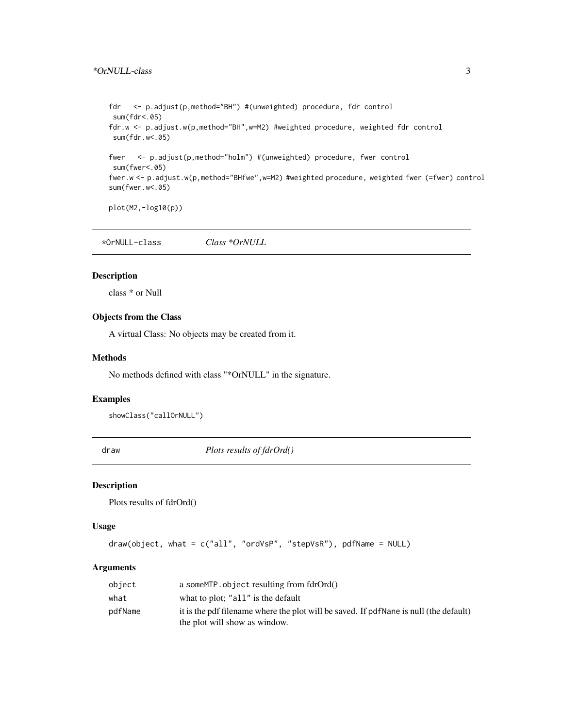```
fdr   <- p.adjust(p,method="BH") #(unweighted) procedure, fdr control
 sum(fdr<.05)
fdr.w <- p.adjust.w(p,method="BH",w=M2) #weighted procedure, weighted fdr control
 sum(fdr.w<.05)

fwer   <- p.adjust(p,method="holm") #(unweighted) procedure, fwer control
 sum(fwer<.05)
fwer.w <- p.adjust.w(p,method="BHfwe",w=M2) #weighted procedure, weighted fwer (=fwer) control
sum(fwer.w<.05)

plot(M2,-log10(p))
```

## *OrNULL-class — *Class *OrNULL*

### Description

class * or Null

### Objects from the Class

A virtual Class: No objects may be created from it.

### Methods

No methods defined with class "*OrNULL" in the signature.

### Examples

```
showClass("callOrNULL")
```

## draw — *Plots results of fdrOrd()*

### Description

Plots results of fdrOrd()

### Usage

```
draw(object, what = c("all", "ordVsP", "stepVsR"), pdfName = NULL)
```

### Arguments

| | |
|---|---|
| object | a someMTP.object resulting from fdrOrd() |
| what | what to plot; "all" is the default |
| pdfName | it is the pdf filename where the plot will be saved. If pdfNane is null (the default) the plot will show as window. |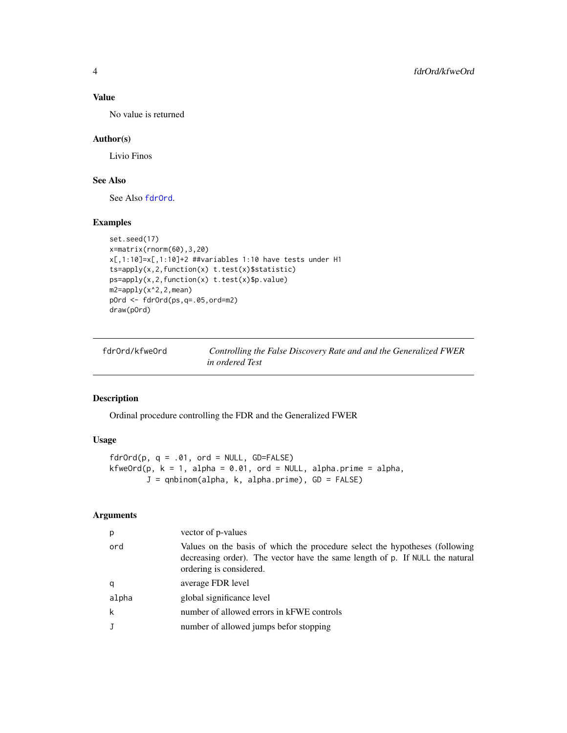### Value

No value is returned

### Author(s)

Livio Finos

### See Also

See Also fdrOrd.

### Examples

```
set.seed(17)
x=matrix(rnorm(60),3,20)
x[,1:10]=x[,1:10]+2 ##variables 1:10 have tests under H1
ts=apply(x,2,function(x) t.test(x)$statistic)
ps=apply(x,2,function(x) t.test(x)$p.value)
m2=apply(x^2,2,mean)
pOrd <- fdrOrd(ps,q=.05,ord=m2)
draw(pOrd)
```

---

## fdrOrd/kfweOrd — *Controlling the False Discovery Rate and and the Generalized FWER in ordered Test*

### Description

Ordinal procedure controlling the FDR and the Generalized FWER

### Usage

```
fdrOrd(p, q = .01, ord = NULL, GD=FALSE)
kfweOrd(p, k = 1, alpha = 0.01, ord = NULL, alpha.prime = alpha,
        J = qnbinom(alpha, k, alpha.prime), GD = FALSE)
```

### Arguments

| | |
|---|---|
| p | vector of p-values |
| ord | Values on the basis of which the procedure select the hypotheses (following decreasing order). The vector have the same length of p. If NULL the natural ordering is considered. |
| q | average FDR level |
| alpha | global significance level |
| k | number of allowed errors in kFWE controls |
| J | number of allowed jumps befor stopping |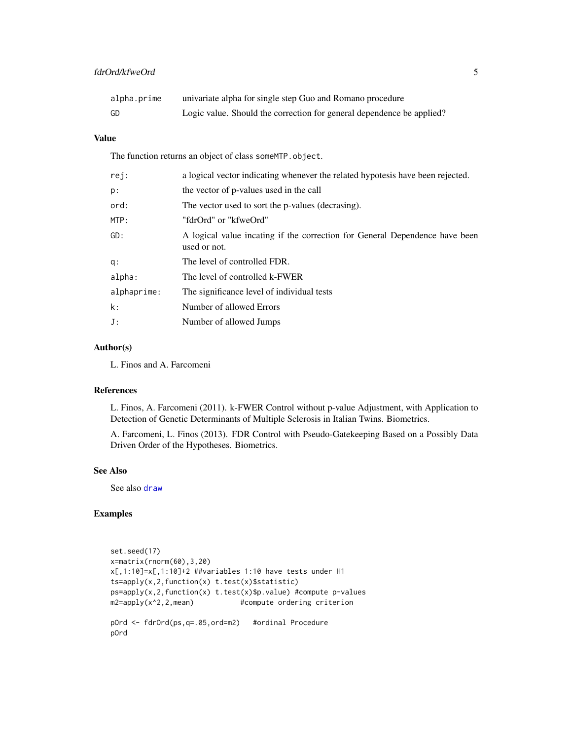| | |
|---|---|
| alpha.prime | univariate alpha for single step Guo and Romano procedure |
| GD | Logic value. Should the correction for general dependence be applied? |

## Value

The function returns an object of class someMTP.object.

| | |
|---|---|
| rej: | a logical vector indicating whenever the related hypotesis have been rejected. |
| p: | the vector of p-values used in the call |
| ord: | The vector used to sort the p-values (decrasing). |
| MTP: | "fdrOrd" or "kfweOrd" |
| GD: | A logical value incating if the correction for General Dependence have been used or not. |
| q: | The level of controlled FDR. |
| alpha: | The level of controlled k-FWER |
| alphaprime: | The significance level of individual tests |
| k: | Number of allowed Errors |
| J: | Number of allowed Jumps |

## Author(s)

L. Finos and A. Farcomeni

## References

L. Finos, A. Farcomeni (2011). k-FWER Control without p-value Adjustment, with Application to Detection of Genetic Determinants of Multiple Sclerosis in Italian Twins. Biometrics.

A. Farcomeni, L. Finos (2013). FDR Control with Pseudo-Gatekeeping Based on a Possibly Data Driven Order of the Hypotheses. Biometrics.

## See Also

See also draw

## Examples

```
set.seed(17)
x=matrix(rnorm(60),3,20)
x[,1:10]=x[,1:10]+2 ##variables 1:10 have tests under H1
ts=apply(x,2,function(x) t.test(x)$statistic)
ps=apply(x,2,function(x) t.test(x)$p.value) #compute p-values
m2=apply(x^2,2,mean)           #compute ordering criterion

pOrd <- fdrOrd(ps,q=.05,ord=m2)   #ordinal Procedure
pOrd
```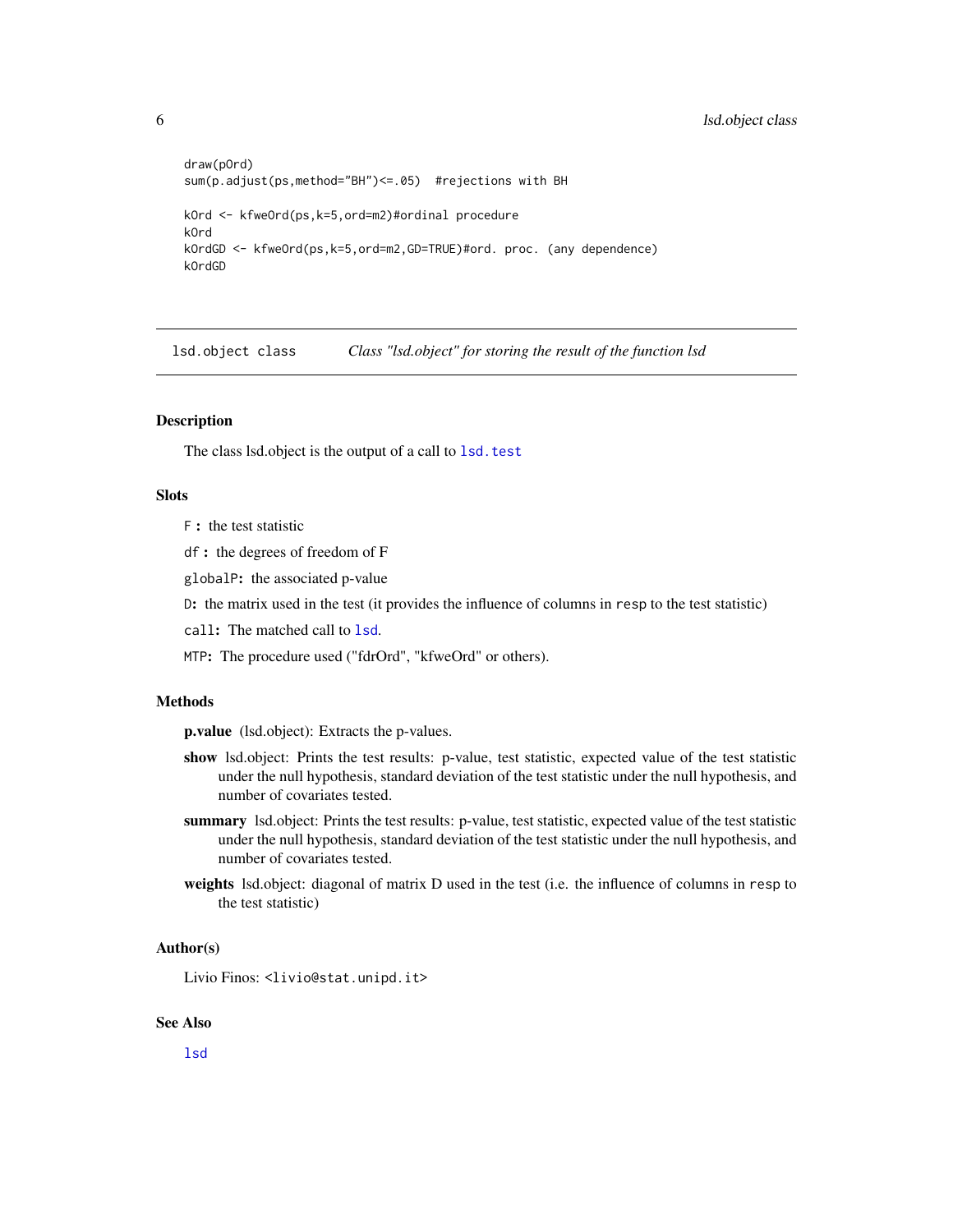```
draw(pOrd)
sum(p.adjust(ps,method="BH")<=.05)  #rejections with BH

kOrd <- kfweOrd(ps,k=5,ord=m2)#ordinal procedure
kOrd
kOrdGD <- kfweOrd(ps,k=5,ord=m2,GD=TRUE)#ord. proc. (any dependence)
kOrdGD
```

---

## `lsd.object class` *Class "lsd.object" for storing the result of the function lsd*

### Description

The class lsd.object is the output of a call to `lsd.test`

### Slots

`F` **:** the test statistic

`df` **:** the degrees of freedom of F

`globalP`**:** the associated p-value

`D`**:** the matrix used in the test (it provides the influence of columns in `resp` to the test statistic)

`call`**:** The matched call to `lsd`.

`MTP`**:** The procedure used ("fdrOrd", "kfweOrd" or others).

### Methods

**p.value** (lsd.object): Extracts the p-values.

**show** lsd.object: Prints the test results: p-value, test statistic, expected value of the test statistic under the null hypothesis, standard deviation of the test statistic under the null hypothesis, and number of covariates tested.

**summary** lsd.object: Prints the test results: p-value, test statistic, expected value of the test statistic under the null hypothesis, standard deviation of the test statistic under the null hypothesis, and number of covariates tested.

**weights** lsd.object: diagonal of matrix D used in the test (i.e. the influence of columns in `resp` to the test statistic)

### Author(s)

Livio Finos: `<livio@stat.unipd.it>`

### See Also

`lsd`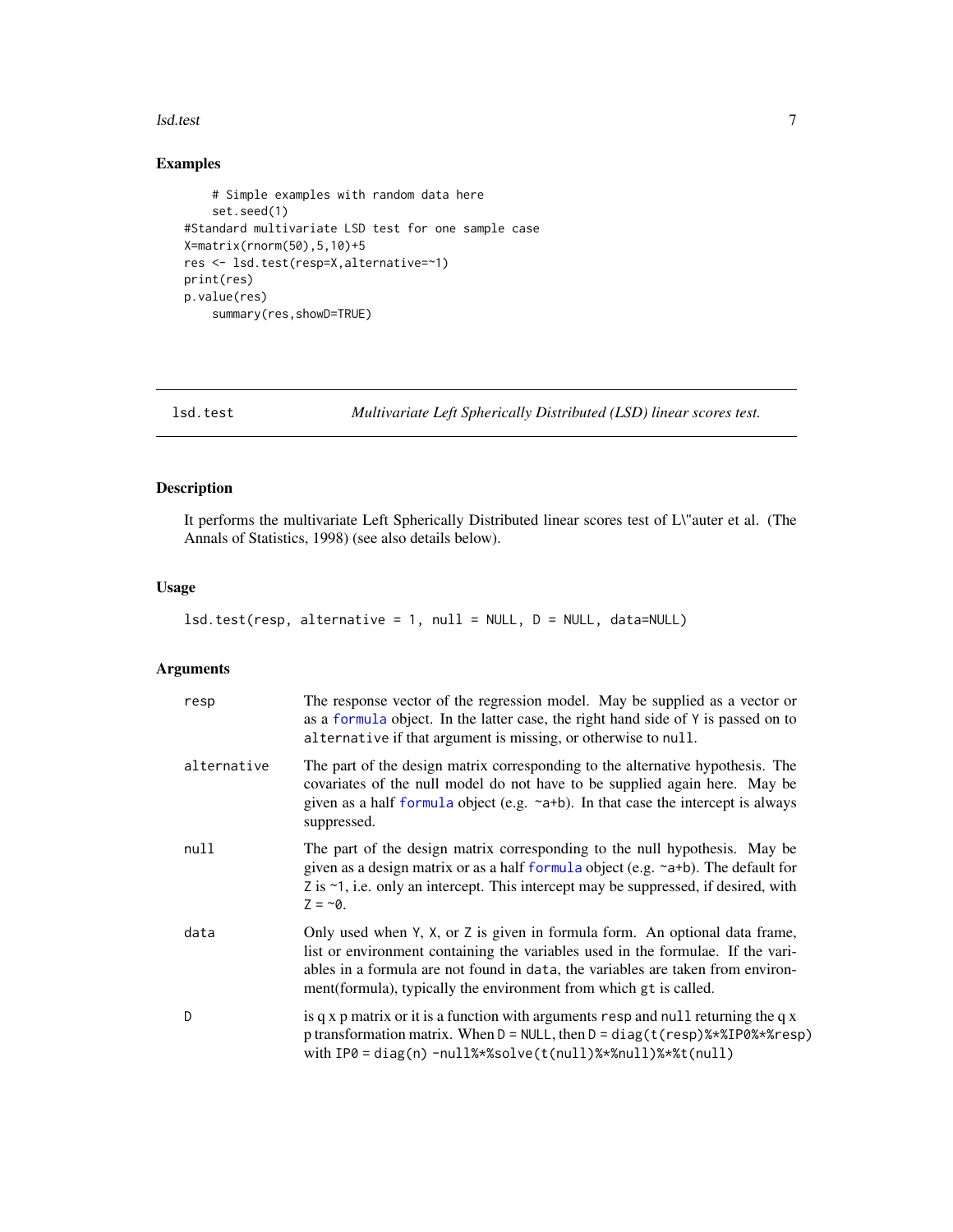## Examples

```
    # Simple examples with random data here
    set.seed(1)
#Standard multivariate LSD test for one sample case
X=matrix(rnorm(50),5,10)+5
res <- lsd.test(resp=X,alternative=~1)
print(res)
p.value(res)
    summary(res,showD=TRUE)
```

---

## lsd.test — *Multivariate Left Spherically Distributed (LSD) linear scores test.*

---

### Description

It performs the multivariate Left Spherically Distributed linear scores test of L\"auter et al. (The Annals of Statistics, 1998) (see also details below).

### Usage

```
lsd.test(resp, alternative = 1, null = NULL, D = NULL, data=NULL)
```

### Arguments

| | |
|---|---|
| `resp` | The response vector of the regression model. May be supplied as a vector or as a `formula` object. In the latter case, the right hand side of `Y` is passed on to `alternative` if that argument is missing, or otherwise to `null`. |
| `alternative` | The part of the design matrix corresponding to the alternative hypothesis. The covariates of the null model do not have to be supplied again here. May be given as a half `formula` object (e.g. `~a+b`). In that case the intercept is always suppressed. |
| `null` | The part of the design matrix corresponding to the null hypothesis. May be given as a design matrix or as a half `formula` object (e.g. `~a+b`). The default for `Z` is `~1`, i.e. only an intercept. This intercept may be suppressed, if desired, with `Z = ~0`. |
| `data` | Only used when `Y`, `X`, or `Z` is given in formula form. An optional data frame, list or environment containing the variables used in the formulae. If the variables in a formula are not found in `data`, the variables are taken from environment(formula), typically the environment from which `gt` is called. |
| `D` | is q x p matrix or it is a function with arguments `resp` and `null` returning the q x p transformation matrix. When `D = NULL`, then `D = diag(t(resp)%*%IP0%*%resp)` with `IP0 = diag(n) -null%*%solve(t(null)%*%null)%*%t(null)` |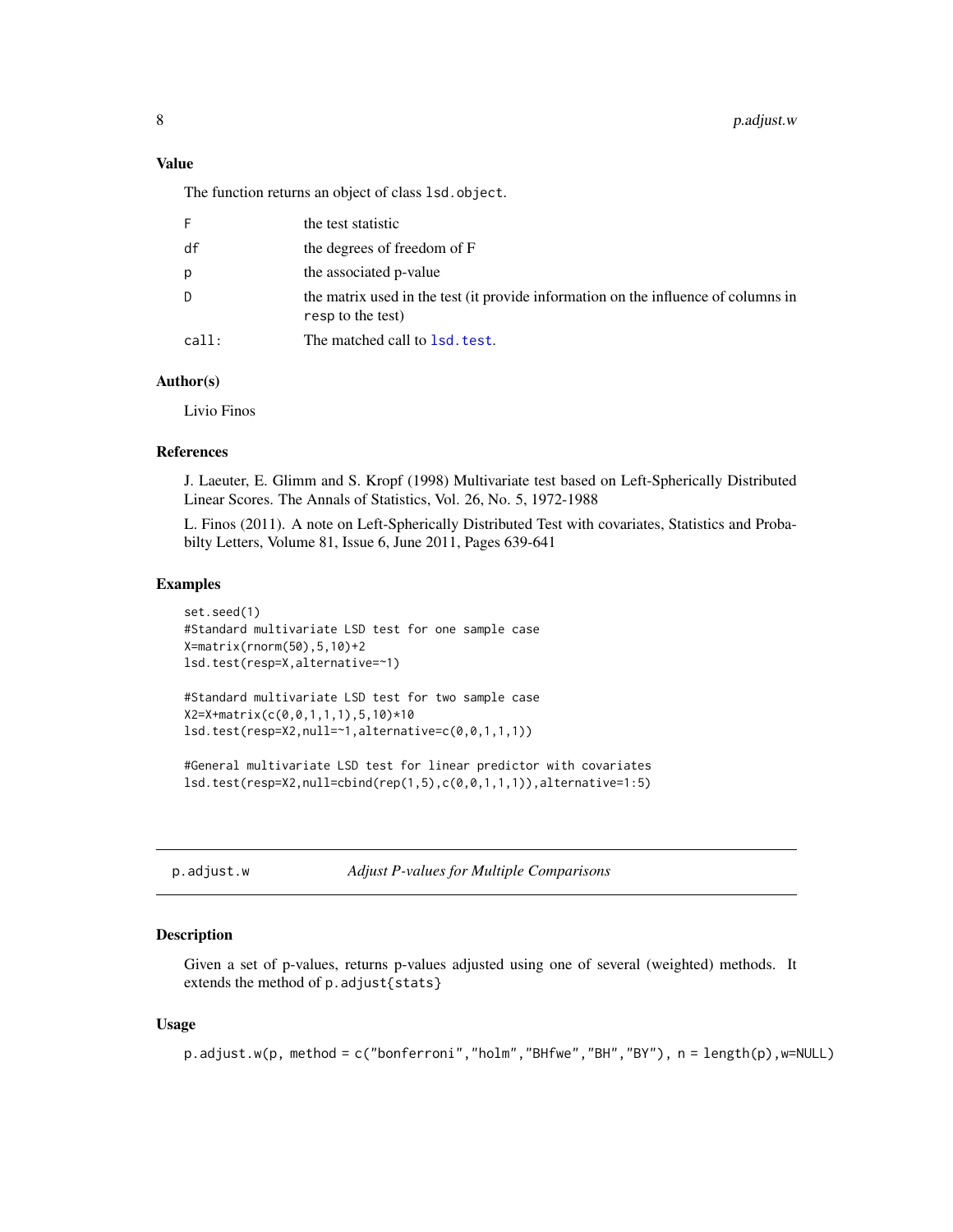### Value

The function returns an object of class `lsd.object`.

| | |
|---|---|
| F | the test statistic |
| df | the degrees of freedom of F |
| p | the associated p-value |
| D | the matrix used in the test (it provide information on the influence of columns in `resp` to the test) |
| call: | The matched call to `lsd.test`. |

### Author(s)

Livio Finos

### References

J. Laeuter, E. Glimm and S. Kropf (1998) Multivariate test based on Left-Spherically Distributed Linear Scores. The Annals of Statistics, Vol. 26, No. 5, 1972-1988

L. Finos (2011). A note on Left-Spherically Distributed Test with covariates, Statistics and Probabilty Letters, Volume 81, Issue 6, June 2011, Pages 639-641

### Examples

```
set.seed(1)
#Standard multivariate LSD test for one sample case
X=matrix(rnorm(50),5,10)+2
lsd.test(resp=X,alternative=~1)

#Standard multivariate LSD test for two sample case
X2=X+matrix(c(0,0,1,1,1),5,10)*10
lsd.test(resp=X2,null=~1,alternative=c(0,0,1,1,1))

#General multivariate LSD test for linear predictor with covariates
lsd.test(resp=X2,null=cbind(rep(1,5),c(0,0,1,1,1)),alternative=1:5)
```

---

## p.adjust.w *Adjust P-values for Multiple Comparisons*

### Description

Given a set of p-values, returns p-values adjusted using one of several (weighted) methods. It extends the method of `p.adjust{stats}`

### Usage

```
p.adjust.w(p, method = c("bonferroni","holm","BHfwe","BH","BY"), n = length(p),w=NULL)
```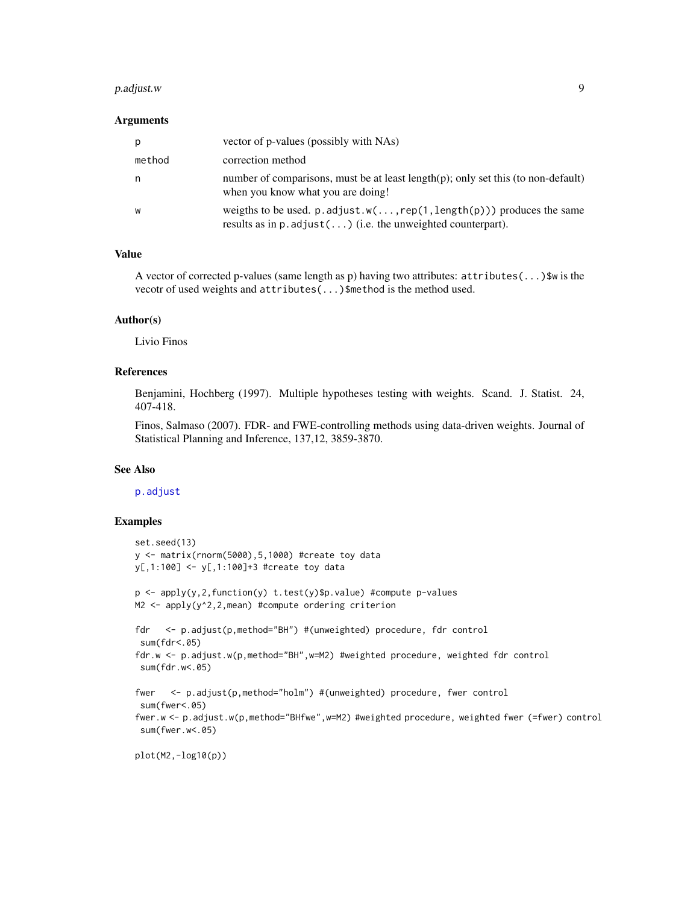### Arguments

| | |
|---|---|
| p | vector of p-values (possibly with NAs) |
| method | correction method |
| n | number of comparisons, must be at least length(p); only set this (to non-default) when you know what you are doing! |
| w | weigths to be used. `p.adjust.w(...,rep(1,length(p)))` produces the same results as in `p.adjust(...)` (i.e. the unweighted counterpart). |

### Value

A vector of corrected p-values (same length as p) having two attributes: `attributes(...)$w` is the vecotr of used weights and `attributes(...)$method` is the method used.

### Author(s)

Livio Finos

### References

Benjamini, Hochberg (1997). Multiple hypotheses testing with weights. Scand. J. Statist. 24, 407-418.

Finos, Salmaso (2007). FDR- and FWE-controlling methods using data-driven weights. Journal of Statistical Planning and Inference, 137,12, 3859-3870.

### See Also

p.adjust

### Examples

```
set.seed(13)
y <- matrix(rnorm(5000),5,1000) #create toy data
y[,1:100] <- y[,1:100]+3 #create toy data

p <- apply(y,2,function(y) t.test(y)$p.value) #compute p-values
M2 <- apply(y^2,2,mean) #compute ordering criterion

fdr   <- p.adjust(p,method="BH") #(unweighted) procedure, fdr control
 sum(fdr<.05)
fdr.w <- p.adjust.w(p,method="BH",w=M2) #weighted procedure, weighted fdr control
 sum(fdr.w<.05)

fwer   <- p.adjust(p,method="holm") #(unweighted) procedure, fwer control
 sum(fwer<.05)
fwer.w <- p.adjust.w(p,method="BHfwe",w=M2) #weighted procedure, weighted fwer (=fwer) control
 sum(fwer.w<.05)

plot(M2,-log10(p))
```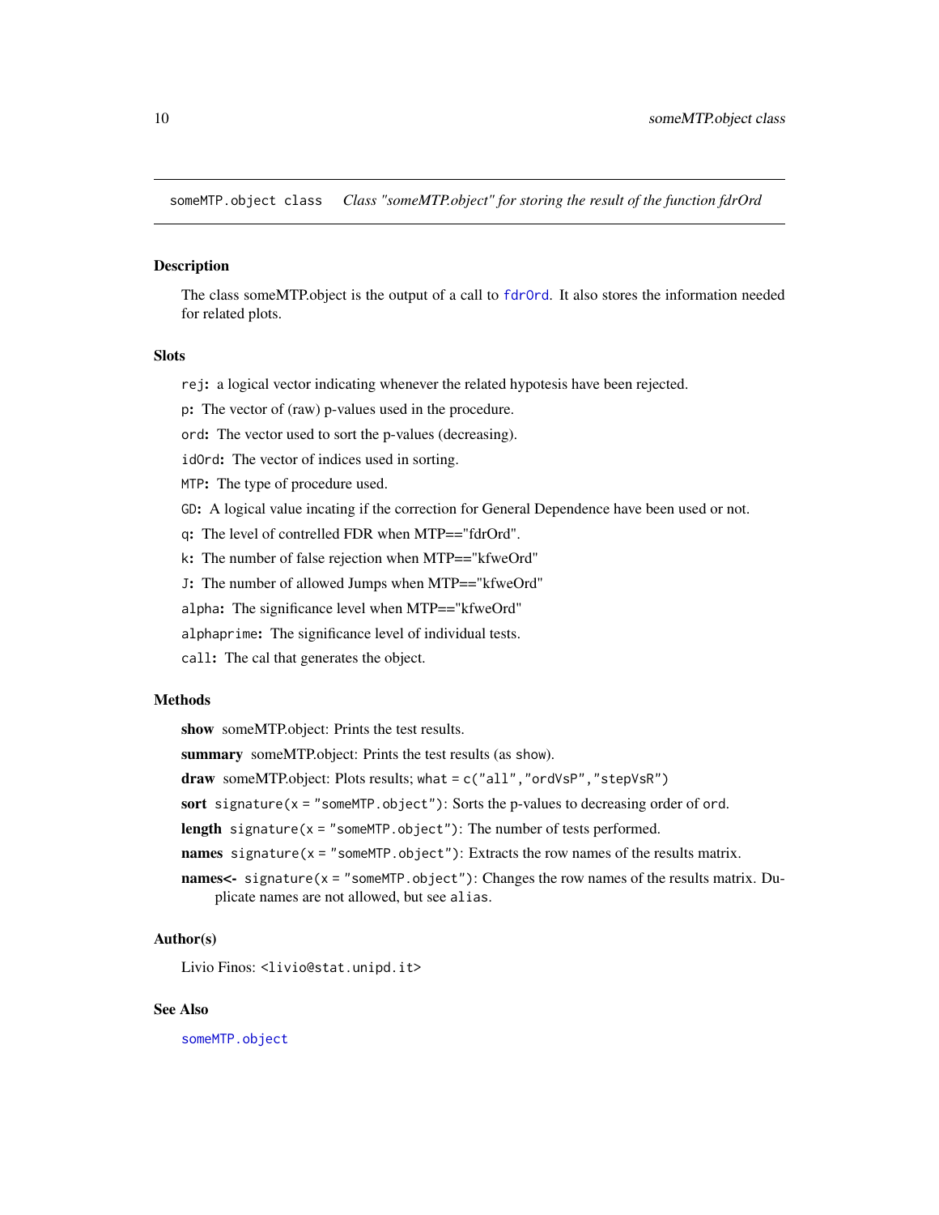## someMTP.object class    *Class "someMTP.object" for storing the result of the function fdrOrd*

### Description

The class someMTP.object is the output of a call to `fdrOrd`. It also stores the information needed for related plots.

### Slots

`rej`**:** a logical vector indicating whenever the related hypotesis have been rejected.

`p`**:** The vector of (raw) p-values used in the procedure.

`ord`**:** The vector used to sort the p-values (decreasing).

`idOrd`**:** The vector of indices used in sorting.

`MTP`**:** The type of procedure used.

`GD`**:** A logical value incating if the correction for General Dependence have been used or not.

`q`**:** The level of contrelled FDR when MTP=="fdrOrd".

`k`**:** The number of false rejection when MTP=="kfweOrd"

`J`**:** The number of allowed Jumps when MTP=="kfweOrd"

`alpha`**:** The significance level when MTP=="kfweOrd"

`alphaprime`**:** The significance level of individual tests.

`call`**:** The cal that generates the object.

### Methods

**show** someMTP.object: Prints the test results.

**summary** someMTP.object: Prints the test results (as `show`).

**draw** someMTP.object: Plots results; `what = c("all","ordVsP","stepVsR")`

**sort** `signature(x = "someMTP.object")`: Sorts the p-values to decreasing order of `ord`.

**length** `signature(x = "someMTP.object")`: The number of tests performed.

**names** `signature(x = "someMTP.object")`: Extracts the row names of the results matrix.

**names<-** `signature(x = "someMTP.object")`: Changes the row names of the results matrix. Duplicate names are not allowed, but see `alias`.

### Author(s)

Livio Finos: `<livio@stat.unipd.it>`

### See Also

`someMTP.object`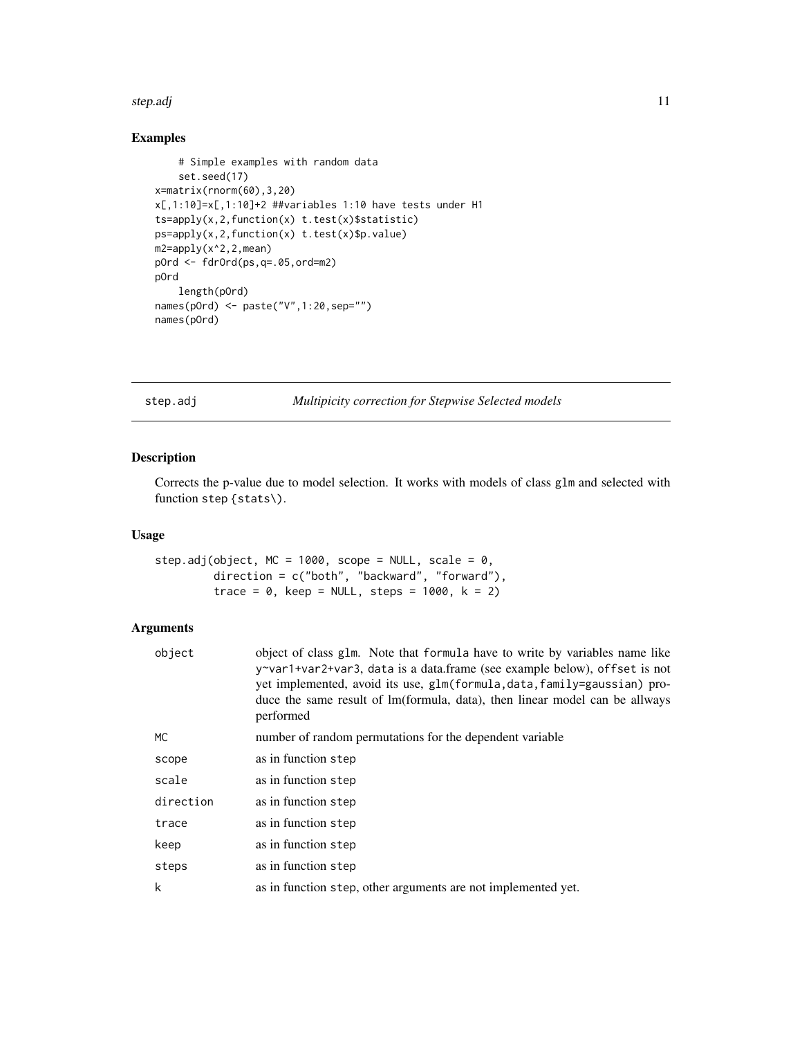## Examples

```
    # Simple examples with random data
    set.seed(17)
x=matrix(rnorm(60),3,20)
x[,1:10]=x[,1:10]+2 ##variables 1:10 have tests under H1
ts=apply(x,2,function(x) t.test(x)$statistic)
ps=apply(x,2,function(x) t.test(x)$p.value)
m2=apply(x^2,2,mean)
pOrd <- fdrOrd(ps,q=.05,ord=m2)
pOrd
    length(pOrd)
names(pOrd) <- paste("V",1:20,sep="")
names(pOrd)
```

---

# step.adj — *Multipicity correction for Stepwise Selected models*

---

## Description

Corrects the p-value due to model selection. It works with models of class `glm` and selected with function `step {stats\}`.

## Usage

```
step.adj(object, MC = 1000, scope = NULL, scale = 0,
        direction = c("both", "backward", "forward"),
        trace = 0, keep = NULL, steps = 1000, k = 2)
```

## Arguments

| | |
|---|---|
| `object` | object of class `glm`. Note that `formula` have to write by variables name like `y~var1+var2+var3`, `data` is a data.frame (see example below), `offset` is not yet implemented, avoid its use, `glm(formula,data,family=gaussian)` produce the same result of lm(formula, data), then linear model can be allways performed |
| `MC` | number of random permutations for the dependent variable |
| `scope` | as in function `step` |
| `scale` | as in function `step` |
| `direction` | as in function `step` |
| `trace` | as in function `step` |
| `keep` | as in function `step` |
| `steps` | as in function `step` |
| `k` | as in function `step`, other arguments are not implemented yet. |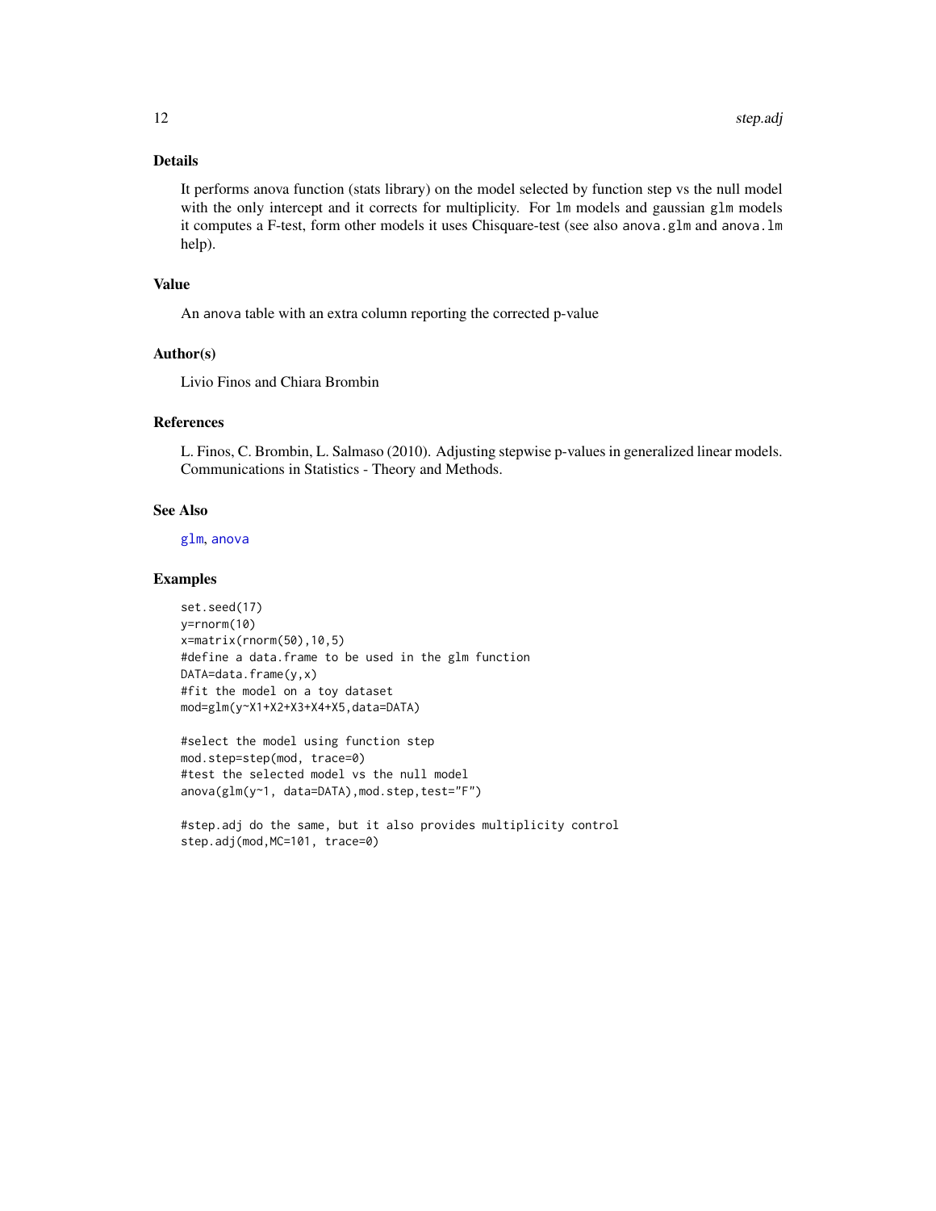## Details

It performs anova function (stats library) on the model selected by function step vs the null model with the only intercept and it corrects for multiplicity. For `lm` models and gaussian `glm` models it computes a F-test, form other models it uses Chisquare-test (see also `anova.glm` and `anova.lm` help).

## Value

An anova table with an extra column reporting the corrected p-value

## Author(s)

Livio Finos and Chiara Brombin

## References

L. Finos, C. Brombin, L. Salmaso (2010). Adjusting stepwise p-values in generalized linear models. Communications in Statistics - Theory and Methods.

## See Also

glm, anova

## Examples

```
set.seed(17)
y=rnorm(10)
x=matrix(rnorm(50),10,5)
#define a data.frame to be used in the glm function
DATA=data.frame(y,x)
#fit the model on a toy dataset
mod=glm(y~X1+X2+X3+X4+X5,data=DATA)

#select the model using function step
mod.step=step(mod, trace=0)
#test the selected model vs the null model
anova(glm(y~1, data=DATA),mod.step,test="F")

#step.adj do the same, but it also provides multiplicity control
step.adj(mod,MC=101, trace=0)
```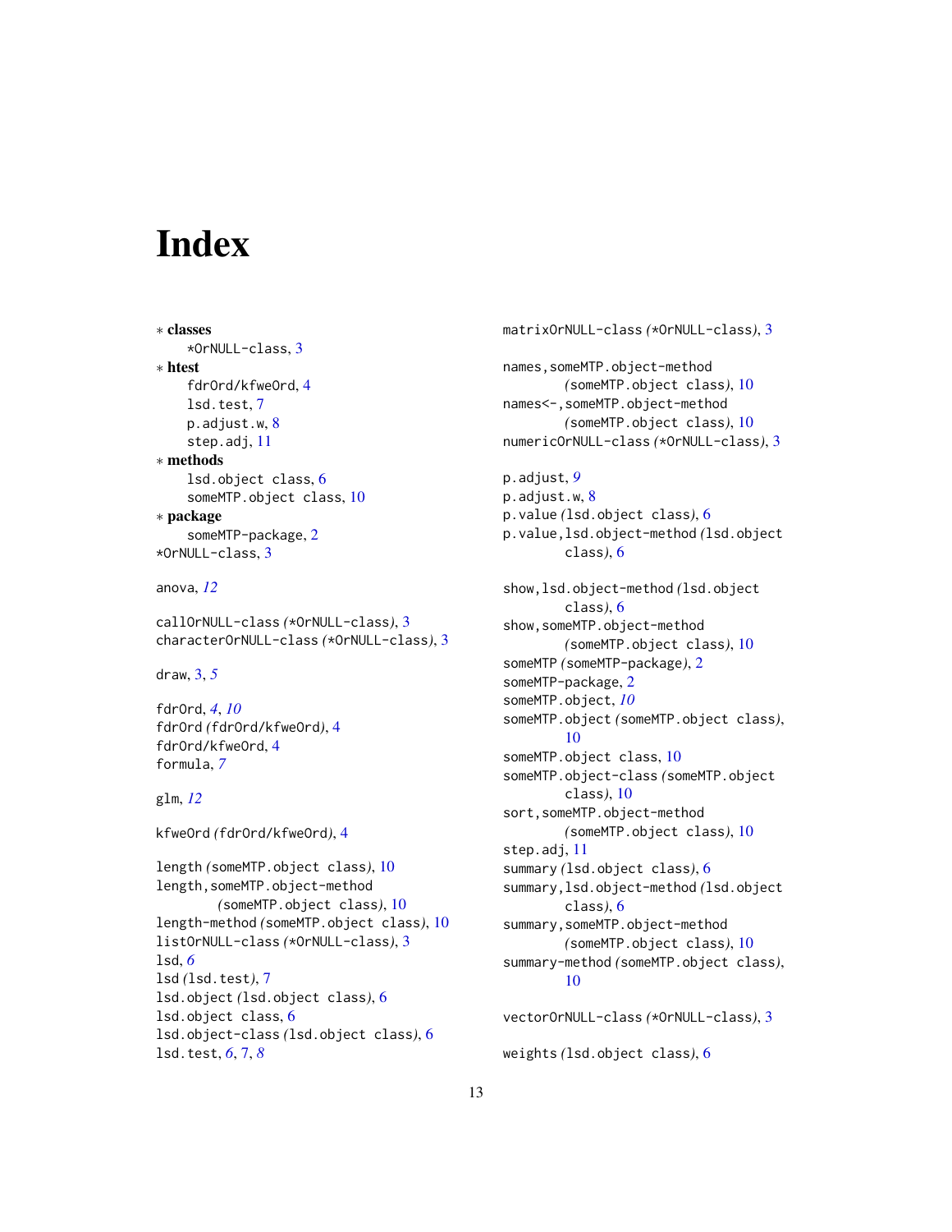# Index

∗ **classes**
- *OrNULL-class, 3

∗ **htest**
- fdrOrd/kfweOrd, 4
- lsd.test, 7
- p.adjust.w, 8
- step.adj, 11

∗ **methods**
- lsd.object class, 6
- someMTP.object class, 10

∗ **package**
- someMTP-package, 2

*OrNULL-class, 3

anova, *12*

callOrNULL-class *(*OrNULL-class)*, 3
characterOrNULL-class *(*OrNULL-class)*, 3

draw, 3, *5*

fdrOrd, *4*, *10*
fdrOrd *(fdrOrd/kfweOrd)*, 4
fdrOrd/kfweOrd, 4
formula, *7*

glm, *12*

kfweOrd *(fdrOrd/kfweOrd)*, 4

length *(someMTP.object class)*, 10
length,someMTP.object-method *(someMTP.object class)*, 10
length-method *(someMTP.object class)*, 10
listOrNULL-class *(*OrNULL-class)*, 3
lsd, *6*
lsd *(lsd.test)*, 7
lsd.object *(lsd.object class)*, 6
lsd.object class, 6
lsd.object-class *(lsd.object class)*, 6
lsd.test, *6*, 7, *8*

matrixOrNULL-class *(*OrNULL-class)*, 3

names,someMTP.object-method *(someMTP.object class)*, 10
names<-,someMTP.object-method *(someMTP.object class)*, 10
numericOrNULL-class *(*OrNULL-class)*, 3

p.adjust, *9*
p.adjust.w, 8
p.value *(lsd.object class)*, 6
p.value,lsd.object-method *(lsd.object class)*, 6

show,lsd.object-method *(lsd.object class)*, 6
show,someMTP.object-method *(someMTP.object class)*, 10
someMTP *(someMTP-package)*, 2
someMTP-package, 2
someMTP.object, *10*
someMTP.object *(someMTP.object class)*, 10
someMTP.object class, 10
someMTP.object-class *(someMTP.object class)*, 10
sort,someMTP.object-method *(someMTP.object class)*, 10
step.adj, 11
summary *(lsd.object class)*, 6
summary,lsd.object-method *(lsd.object class)*, 6
summary,someMTP.object-method *(someMTP.object class)*, 10
summary-method *(someMTP.object class)*, 10

vectorOrNULL-class *(*OrNULL-class)*, 3

weights *(lsd.object class)*, 6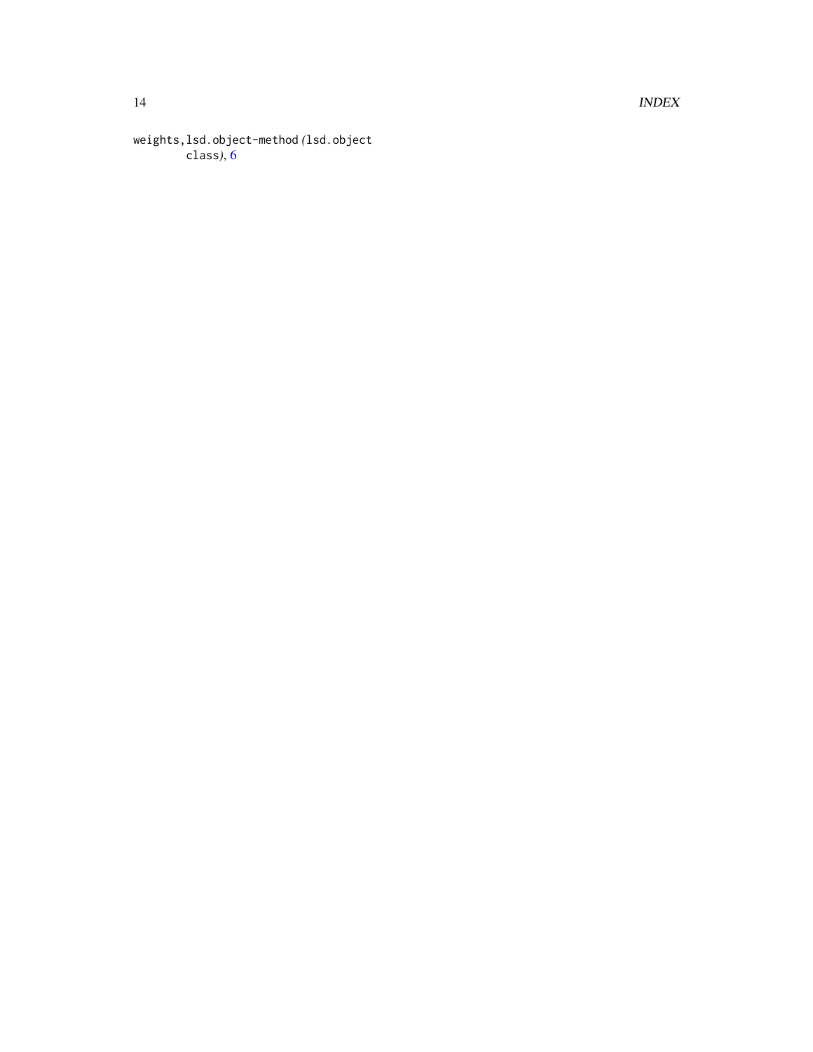weights,lsd.object-method (lsd.object class), 6